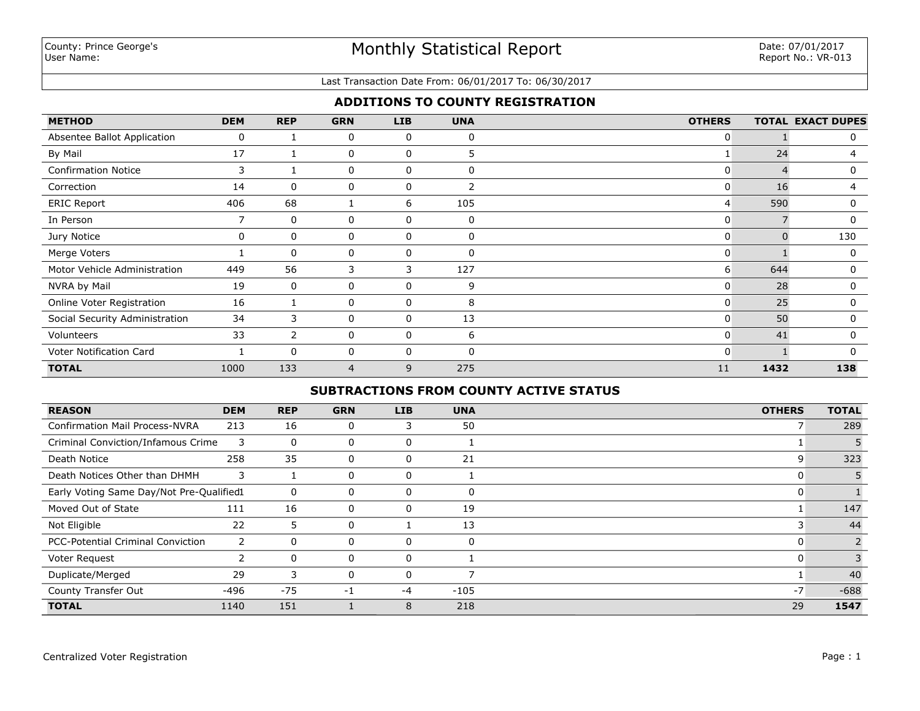County: Prince George's
User Name:

# Monthly Statistical Report

Date: 07/01/2017
Report No.: VR-013

Last Transaction Date From: 06/01/2017 To: 06/30/2017

## ADDITIONS TO COUNTY REGISTRATION

| METHOD | DEM | REP | GRN | LIB | UNA | OTHERS | TOTAL | EXACT DUPES |
|---|---|---|---|---|---|---|---|---|
| Absentee Ballot Application | 0 | 1 | 0 | 0 | 0 | 0 | 1 | 0 |
| By Mail | 17 | 1 | 0 | 0 | 5 | 1 | 24 | 4 |
| Confirmation Notice | 3 | 1 | 0 | 0 | 0 | 0 | 4 | 0 |
| Correction | 14 | 0 | 0 | 0 | 2 | 0 | 16 | 4 |
| ERIC Report | 406 | 68 | 1 | 6 | 105 | 4 | 590 | 0 |
| In Person | 7 | 0 | 0 | 0 | 0 | 0 | 7 | 0 |
| Jury Notice | 0 | 0 | 0 | 0 | 0 | 0 | 0 | 130 |
| Merge Voters | 1 | 0 | 0 | 0 | 0 | 0 | 1 | 0 |
| Motor Vehicle Administration | 449 | 56 | 3 | 3 | 127 | 6 | 644 | 0 |
| NVRA by Mail | 19 | 0 | 0 | 0 | 9 | 0 | 28 | 0 |
| Online Voter Registration | 16 | 1 | 0 | 0 | 8 | 0 | 25 | 0 |
| Social Security Administration | 34 | 3 | 0 | 0 | 13 | 0 | 50 | 0 |
| Volunteers | 33 | 2 | 0 | 0 | 6 | 0 | 41 | 0 |
| Voter Notification Card | 1 | 0 | 0 | 0 | 0 | 0 | 1 | 0 |
| **TOTAL** | 1000 | 133 | 4 | 9 | 275 | 11 | **1432** | **138** |

## SUBTRACTIONS FROM COUNTY ACTIVE STATUS

| REASON | DEM | REP | GRN | LIB | UNA | OTHERS | TOTAL |
|---|---|---|---|---|---|---|---|
| Confirmation Mail Process-NVRA | 213 | 16 | 0 | 3 | 50 | 7 | 289 |
| Criminal Conviction/Infamous Crime | 3 | 0 | 0 | 0 | 1 | 1 | 5 |
| Death Notice | 258 | 35 | 0 | 0 | 21 | 9 | 323 |
| Death Notices Other than DHMH | 3 | 1 | 0 | 0 | 1 | 0 | 5 |
| Early Voting Same Day/Not Pre-Qualified | 1 | 0 | 0 | 0 | 0 | 0 | 1 |
| Moved Out of State | 111 | 16 | 0 | 0 | 19 | 1 | 147 |
| Not Eligible | 22 | 5 | 0 | 1 | 13 | 3 | 44 |
| PCC-Potential Criminal Conviction | 2 | 0 | 0 | 0 | 0 | 0 | 2 |
| Voter Request | 2 | 0 | 0 | 0 | 1 | 0 | 3 |
| Duplicate/Merged | 29 | 3 | 0 | 0 | 7 | 1 | 40 |
| County Transfer Out | -496 | -75 | -1 | -4 | -105 | -7 | -688 |
| **TOTAL** | 1140 | 151 | 1 | 8 | 218 | 29 | **1547** |

Centralized Voter Registration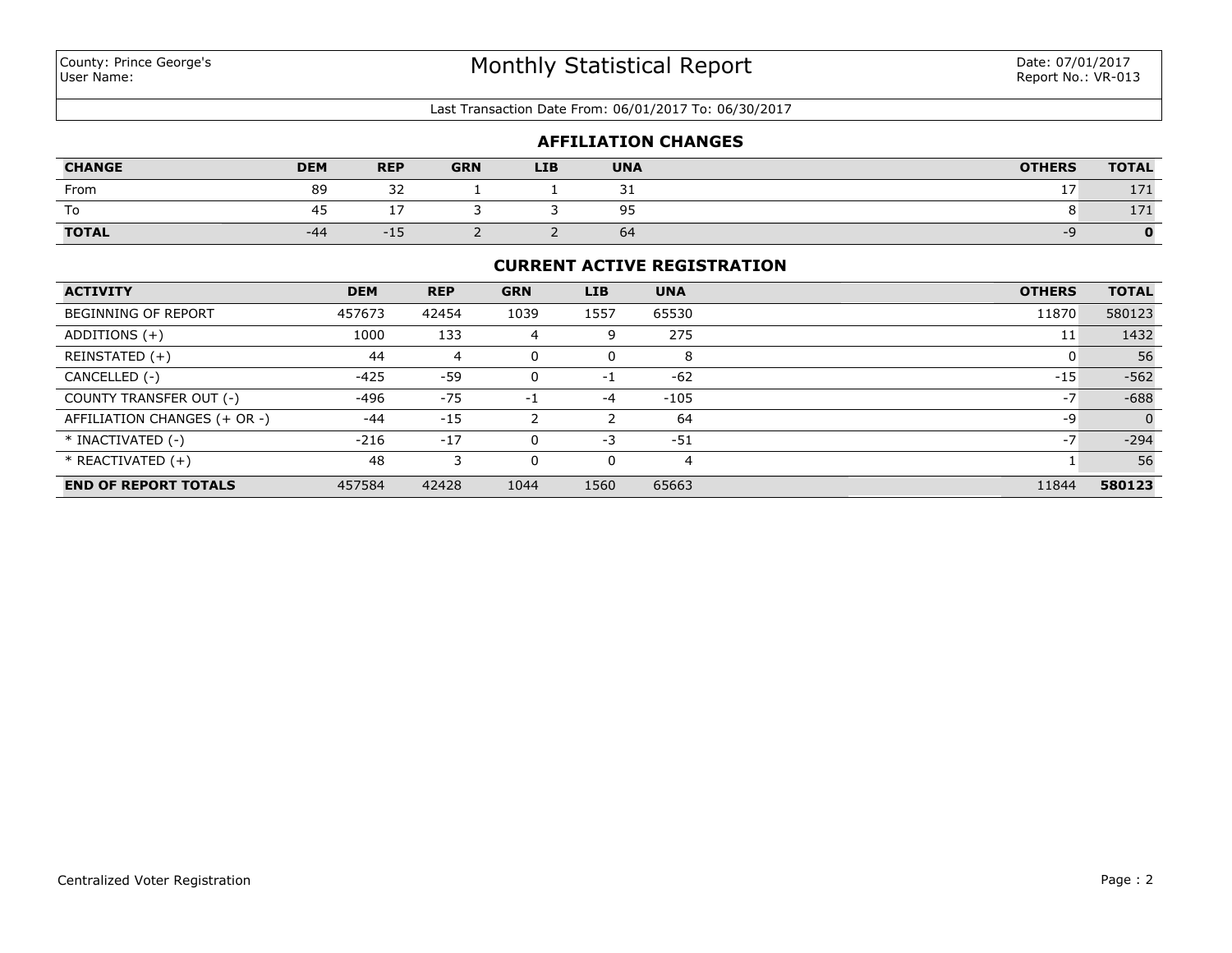County: Prince George's
User Name:

# Monthly Statistical Report

Date: 07/01/2017
Report No.: VR-013

Last Transaction Date From: 06/01/2017 To: 06/30/2017

## AFFILIATION CHANGES

| CHANGE | DEM | REP | GRN | LIB | UNA | OTHERS | TOTAL |
|---|---|---|---|---|---|---|---|
| From | 89 | 32 | 1 | 1 | 31 | 17 | 171 |
| To | 45 | 17 | 3 | 3 | 95 | 8 | 171 |
| **TOTAL** | -44 | -15 | 2 | 2 | 64 | -9 | **0** |

## CURRENT ACTIVE REGISTRATION

| ACTIVITY | DEM | REP | GRN | LIB | UNA | OTHERS | TOTAL |
|---|---|---|---|---|---|---|---|
| BEGINNING OF REPORT | 457673 | 42454 | 1039 | 1557 | 65530 | 11870 | 580123 |
| ADDITIONS (+) | 1000 | 133 | 4 | 9 | 275 | 11 | 1432 |
| REINSTATED (+) | 44 | 4 | 0 | 0 | 8 | 0 | 56 |
| CANCELLED (-) | -425 | -59 | 0 | -1 | -62 | -15 | -562 |
| COUNTY TRANSFER OUT (-) | -496 | -75 | -1 | -4 | -105 | -7 | -688 |
| AFFILIATION CHANGES (+ OR -) | -44 | -15 | 2 | 2 | 64 | -9 | 0 |
| * INACTIVATED (-) | -216 | -17 | 0 | -3 | -51 | -7 | -294 |
| * REACTIVATED (+) | 48 | 3 | 0 | 0 | 4 | 1 | 56 |
| **END OF REPORT TOTALS** | 457584 | 42428 | 1044 | 1560 | 65663 | 11844 | **580123** |

Centralized Voter Registration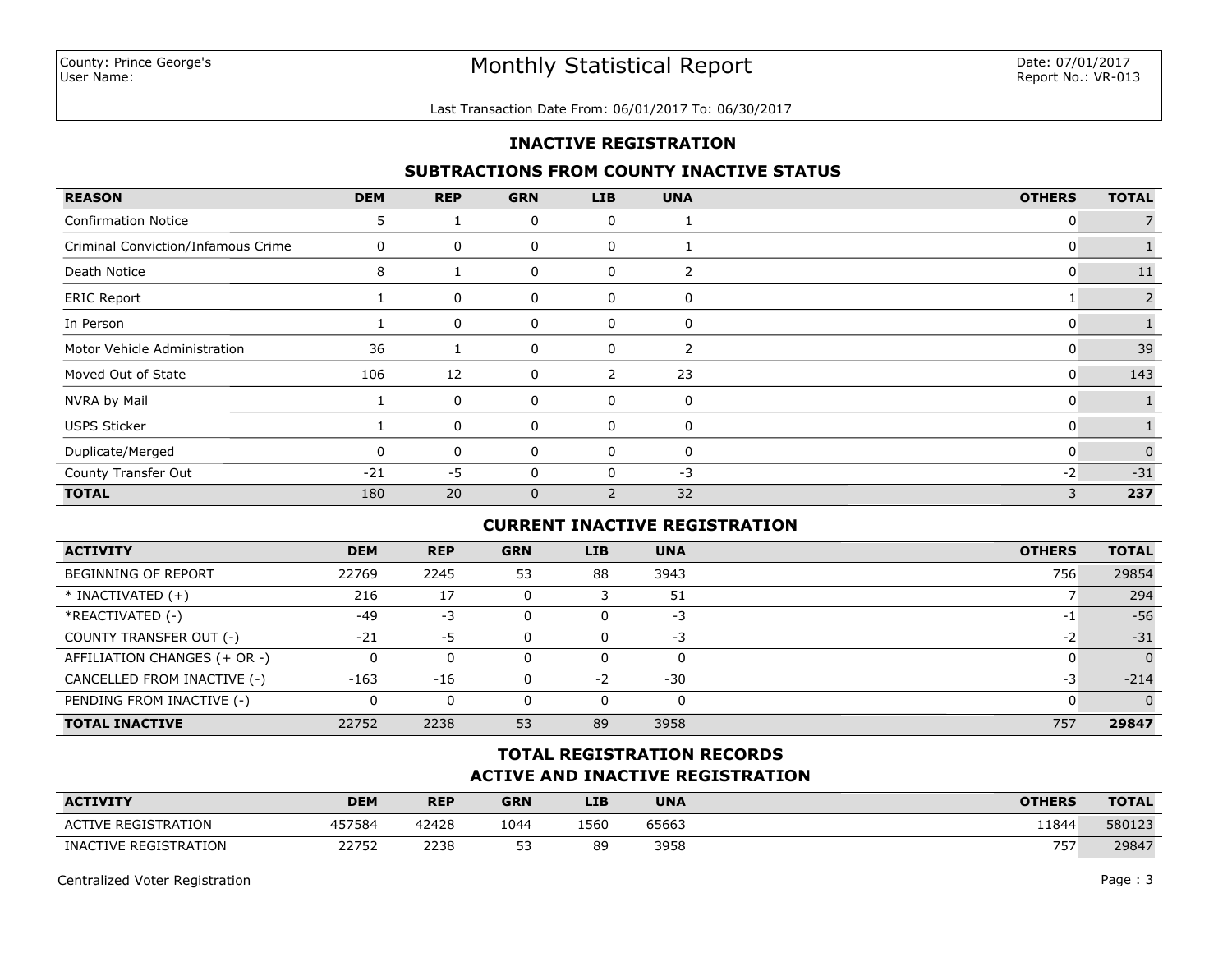County: Prince George's
User Name:

# Monthly Statistical Report

Date: 07/01/2017
Report No.: VR-013

Last Transaction Date From: 06/01/2017 To: 06/30/2017

## INACTIVE REGISTRATION

### SUBTRACTIONS FROM COUNTY INACTIVE STATUS

| REASON | DEM | REP | GRN | LIB | UNA | OTHERS | TOTAL |
|---|---|---|---|---|---|---|---|
| Confirmation Notice | 5 | 1 | 0 | 0 | 1 | 0 | 7 |
| Criminal Conviction/Infamous Crime | 0 | 0 | 0 | 0 | 1 | 0 | 1 |
| Death Notice | 8 | 1 | 0 | 0 | 2 | 0 | 11 |
| ERIC Report | 1 | 0 | 0 | 0 | 0 | 1 | 2 |
| In Person | 1 | 0 | 0 | 0 | 0 | 0 | 1 |
| Motor Vehicle Administration | 36 | 1 | 0 | 0 | 2 | 0 | 39 |
| Moved Out of State | 106 | 12 | 0 | 2 | 23 | 0 | 143 |
| NVRA by Mail | 1 | 0 | 0 | 0 | 0 | 0 | 1 |
| USPS Sticker | 1 | 0 | 0 | 0 | 0 | 0 | 1 |
| Duplicate/Merged | 0 | 0 | 0 | 0 | 0 | 0 | 0 |
| County Transfer Out | -21 | -5 | 0 | 0 | -3 | -2 | -31 |
| **TOTAL** | 180 | 20 | 0 | 2 | 32 | 3 | **237** |

### CURRENT INACTIVE REGISTRATION

| ACTIVITY | DEM | REP | GRN | LIB | UNA | OTHERS | TOTAL |
|---|---|---|---|---|---|---|---|
| BEGINNING OF REPORT | 22769 | 2245 | 53 | 88 | 3943 | 756 | 29854 |
| * INACTIVATED (+) | 216 | 17 | 0 | 3 | 51 | 7 | 294 |
| *REACTIVATED (-) | -49 | -3 | 0 | 0 | -3 | -1 | -56 |
| COUNTY TRANSFER OUT (-) | -21 | -5 | 0 | 0 | -3 | -2 | -31 |
| AFFILIATION CHANGES (+ OR -) | 0 | 0 | 0 | 0 | 0 | 0 | 0 |
| CANCELLED FROM INACTIVE (-) | -163 | -16 | 0 | -2 | -30 | -3 | -214 |
| PENDING FROM INACTIVE (-) | 0 | 0 | 0 | 0 | 0 | 0 | 0 |
| **TOTAL INACTIVE** | 22752 | 2238 | 53 | 89 | 3958 | 757 | **29847** |

### TOTAL REGISTRATION RECORDS
### ACTIVE AND INACTIVE REGISTRATION

| ACTIVITY | DEM | REP | GRN | LIB | UNA | OTHERS | TOTAL |
|---|---|---|---|---|---|---|---|
| ACTIVE REGISTRATION | 457584 | 42428 | 1044 | 1560 | 65663 | 11844 | 580123 |
| INACTIVE REGISTRATION | 22752 | 2238 | 53 | 89 | 3958 | 757 | 29847 |

Centralized Voter Registration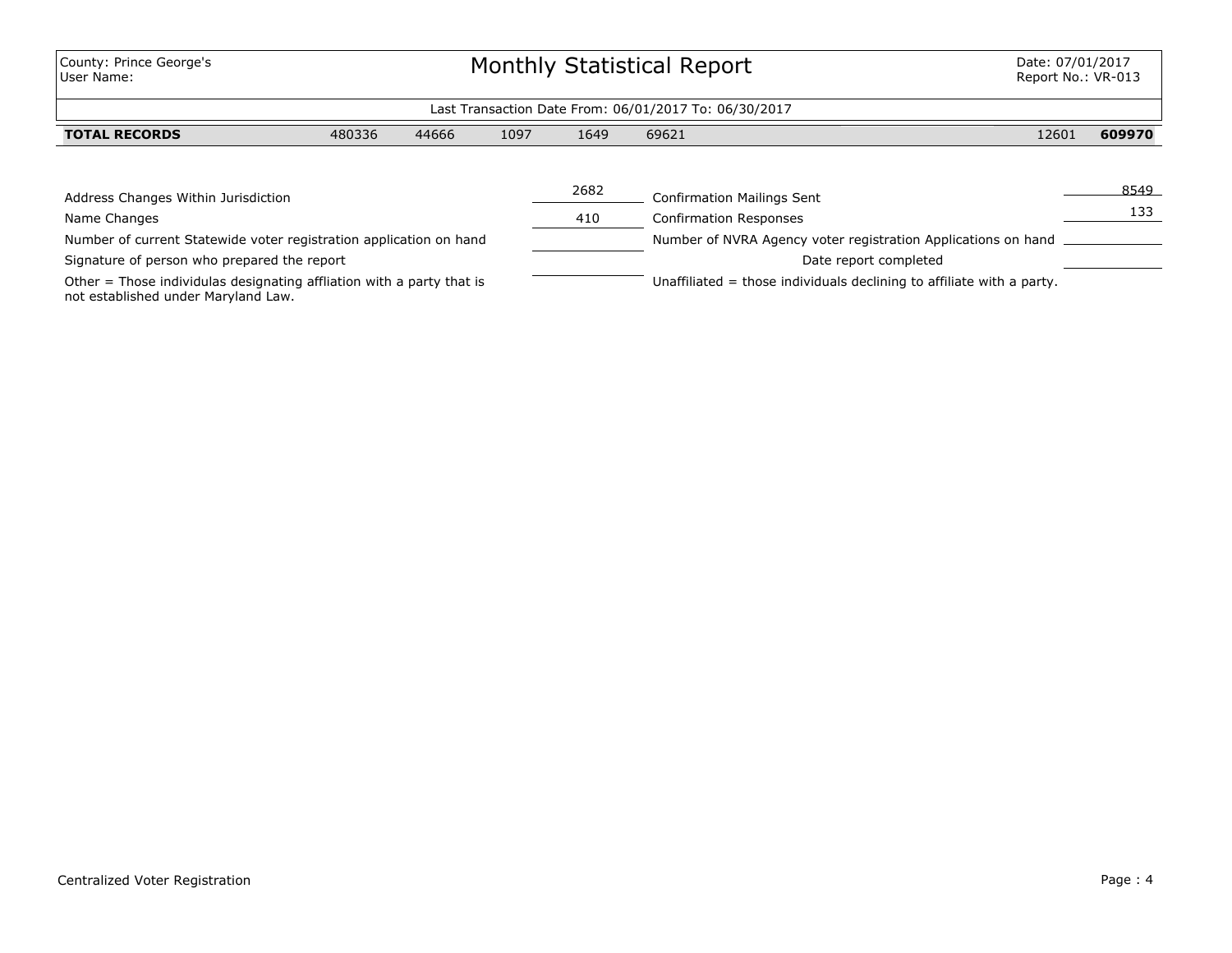County: Prince George's
User Name:

# Monthly Statistical Report

Date: 07/01/2017
Report No.: VR-013

Last Transaction Date From: 06/01/2017 To: 06/30/2017

| | | | | | | | |
|---|---|---|---|---|---|---|---|
| **TOTAL RECORDS** | 480336 | 44666 | 1097 | 1649 | 69621 | 12601 | **609970** |

| | | | |
|---|---|---|---|
| Address Changes Within Jurisdiction | 2682 | Confirmation Mailings Sent | 8549 |
| Name Changes | 410 | Confirmation Responses | 133 |
| Number of current Statewide voter registration application on hand | | Number of NVRA Agency voter registration Applications on hand | |
| Signature of person who prepared the report | | Date report completed | |
| Other = Those individulas designating affliation with a party that is not established under Maryland Law. | | Unaffiliated = those individuals declining to affiliate with a party. | |

Centralized Voter Registration